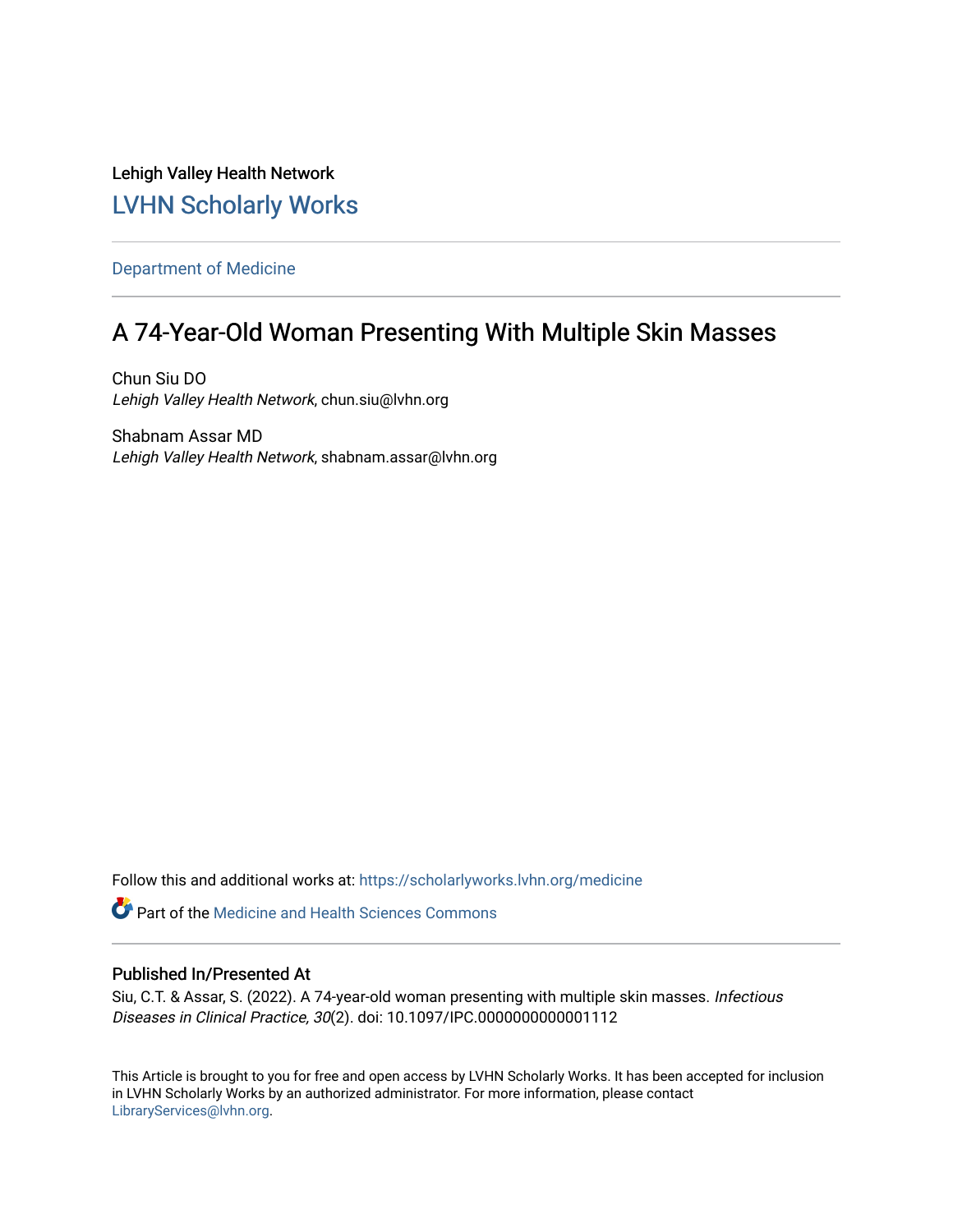Lehigh Valley Health Network

LVHN Scholarly Works

Department of Medicine

# A 74-Year-Old Woman Presenting With Multiple Skin Masses

Chun Siu DO
*Lehigh Valley Health Network*, chun.siu@lvhn.org

Shabnam Assar MD
*Lehigh Valley Health Network*, shabnam.assar@lvhn.org

Follow this and additional works at: https://scholarlyworks.lvhn.org/medicine

Part of the Medicine and Health Sciences Commons

## Published In/Presented At

Siu, C.T. & Assar, S. (2022). A 74-year-old woman presenting with multiple skin masses. *Infectious Diseases in Clinical Practice, 30*(2). doi: 10.1097/IPC.0000000000001112

This Article is brought to you for free and open access by LVHN Scholarly Works. It has been accepted for inclusion in LVHN Scholarly Works by an authorized administrator. For more information, please contact LibraryServices@lvhn.org.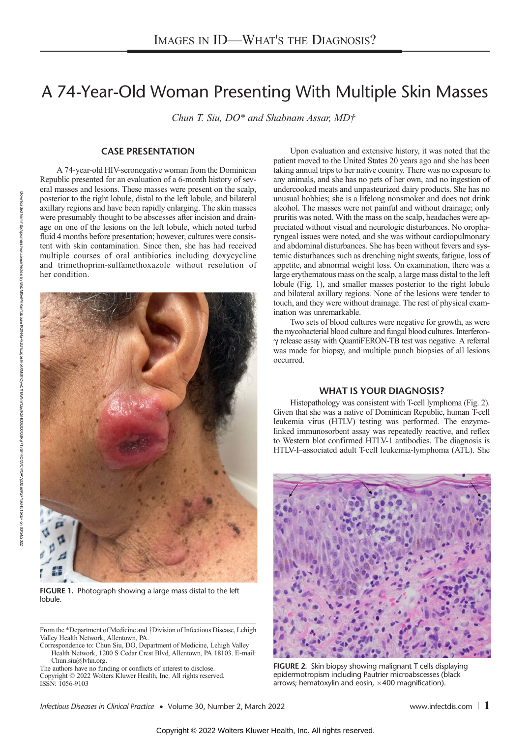# Images in ID—What's the Diagnosis?

# A 74-Year-Old Woman Presenting With Multiple Skin Masses

*Chun T. Siu, DO\* and Shabnam Assar, MD†*

## CASE PRESENTATION

A 74-year-old HIV-seronegative woman from the Dominican Republic presented for an evaluation of a 6-month history of several masses and lesions. These masses were present on the scalp, posterior to the right lobule, distal to the left lobule, and bilateral axillary regions and have been rapidly enlarging. The skin masses were presumably thought to be abscesses after incision and drainage on one of the lesions on the left lobule, which noted turbid fluid 4 months before presentation; however, cultures were consistent with skin contamination. Since then, she has had received multiple courses of oral antibiotics including doxycycline and trimethoprim-sulfamethoxazole without resolution of her condition.

FIGURE 1. Photograph showing a large mass distal to the left lobule.

Upon evaluation and extensive history, it was noted that the patient moved to the United States 20 years ago and she has been taking annual trips to her native country. There was no exposure to any animals, and she has no pets of her own, and no ingestion of undercooked meats and unpasteurized dairy products. She has no unusual hobbies; she is a lifelong nonsmoker and does not drink alcohol. The masses were not painful and without drainage; only pruritis was noted. With the mass on the scalp, headaches were appreciated without visual and neurologic disturbances. No oropharyngeal issues were noted, and she was without cardiopulmonary and abdominal disturbances. She has been without fevers and systemic disturbances such as drenching night sweats, fatigue, loss of appetite, and abnormal weight loss. On examination, there was a large erythematous mass on the scalp, a large mass distal to the left lobule (Fig. 1), and smaller masses posterior to the right lobule and bilateral axillary regions. None of the lesions were tender to touch, and they were without drainage. The rest of physical examination was unremarkable.

Two sets of blood cultures were negative for growth, as were the mycobacterial blood culture and fungal blood cultures. Interferon-$\gamma$ release assay with QuantiFERON-TB test was negative. A referral was made for biopsy, and multiple punch biopsies of all lesions occurred.

## WHAT IS YOUR DIAGNOSIS?

Histopathology was consistent with T-cell lymphoma (Fig. 2). Given that she was a native of Dominican Republic, human T-cell leukemia virus (HTLV) testing was performed. The enzyme-linked immunosorbent assay was repeatedly reactive, and reflex to Western blot confirmed HTLV-1 antibodies. The diagnosis is HTLV-I–associated adult T-cell leukemia-lymphoma (ATL). She

FIGURE 2. Skin biopsy showing malignant T cells displaying epidermotropism including Pautrier microabscesses (black arrows; hematoxylin and eosin, $\times$400 magnification).

From the \*Department of Medicine and †Division of Infectious Disease, Lehigh Valley Health Network, Allentown, PA.
Correspondence to: Chun Siu, DO, Department of Medicine, Lehigh Valley Health Network, 1200 S Cedar Crest Blvd, Allentown, PA 18103. E-mail: Chun.siu@lvhn.org.
The authors have no funding or conflicts of interest to disclose.
Copyright © 2022 Wolters Kluwer Health, Inc. All rights reserved.
ISSN: 1056-9103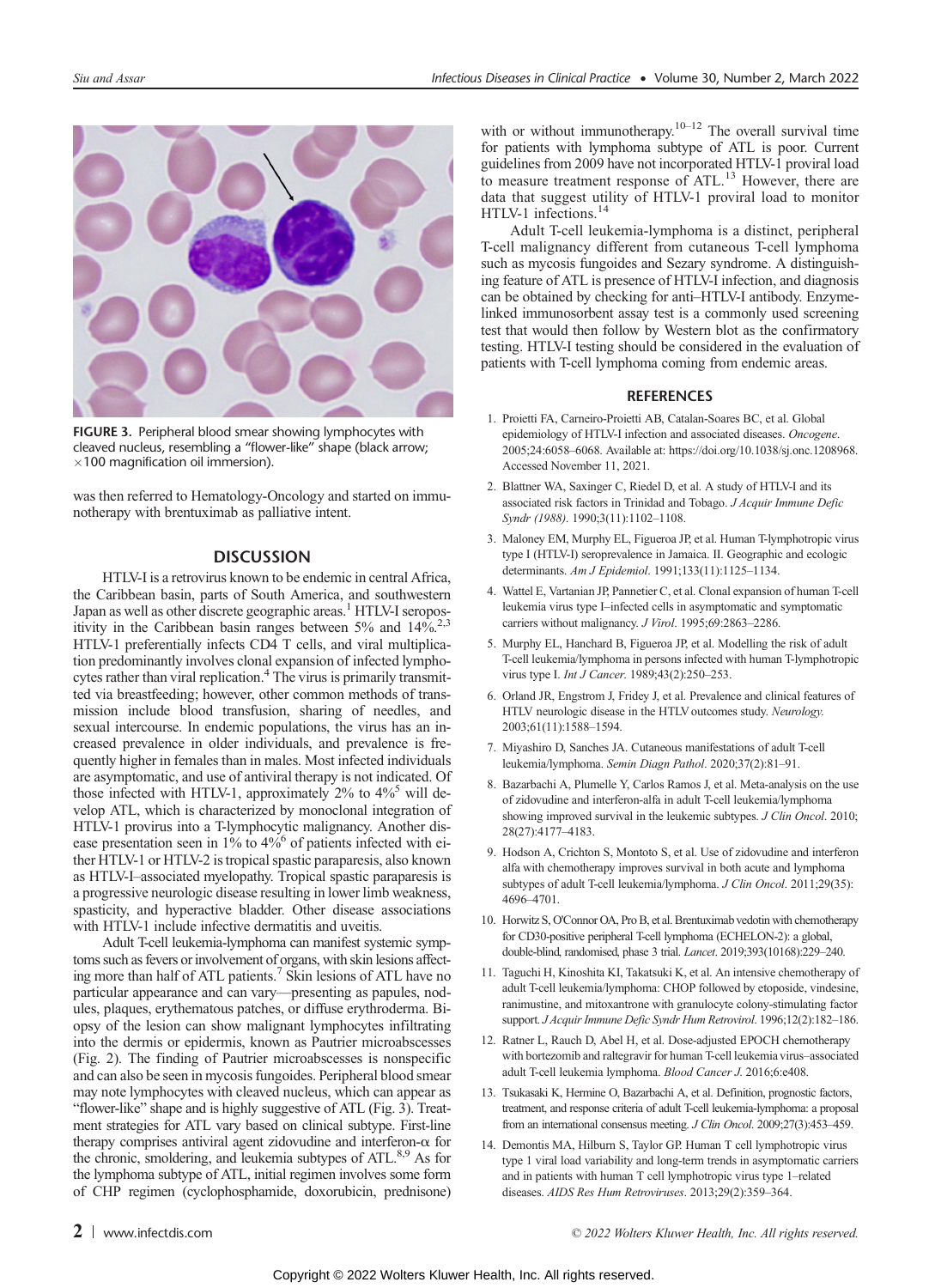FIGURE 3. Peripheral blood smear showing lymphocytes with cleaved nucleus, resembling a "flower-like" shape (black arrow; ×100 magnification oil immersion).

was then referred to Hematology-Oncology and started on immunotherapy with brentuximab as palliative intent.

## DISCUSSION

HTLV-I is a retrovirus known to be endemic in central Africa, the Caribbean basin, parts of South America, and southwestern Japan as well as other discrete geographic areas.[1] HTLV-I seropositivity in the Caribbean basin ranges between 5% and 14%.[2,3] HTLV-1 preferentially infects CD4 T cells, and viral multiplication predominantly involves clonal expansion of infected lymphocytes rather than viral replication.[4] The virus is primarily transmitted via breastfeeding; however, other common methods of transmission include blood transfusion, sharing of needles, and sexual intercourse. In endemic populations, the virus has an increased prevalence in older individuals, and prevalence is frequently higher in females than in males. Most infected individuals are asymptomatic, and use of antiviral therapy is not indicated. Of those infected with HTLV-1, approximately 2% to 4%[5] will develop ATL, which is characterized by monoclonal integration of HTLV-1 provirus into a T-lymphocytic malignancy. Another disease presentation seen in 1% to 4%[6] of patients infected with either HTLV-1 or HTLV-2 is tropical spastic paraparesis, also known as HTLV-I–associated myelopathy. Tropical spastic paraparesis is a progressive neurologic disease resulting in lower limb weakness, spasticity, and hyperactive bladder. Other disease associations with HTLV-1 include infective dermatitis and uveitis.

Adult T-cell leukemia-lymphoma can manifest systemic symptoms such as fevers or involvement of organs, with skin lesions affecting more than half of ATL patients.[7] Skin lesions of ATL have no particular appearance and can vary—presenting as papules, nodules, plaques, erythematous patches, or diffuse erythroderma. Biopsy of the lesion can show malignant lymphocytes infiltrating into the dermis or epidermis, known as Pautrier microabscesses (Fig. 2). The finding of Pautrier microabscesses is nonspecific and can also be seen in mycosis fungoides. Peripheral blood smear may note lymphocytes with cleaved nucleus, which can appear as "flower-like" shape and is highly suggestive of ATL (Fig. 3). Treatment strategies for ATL vary based on clinical subtype. First-line therapy comprises antiviral agent zidovudine and interferon-α for the chronic, smoldering, and leukemia subtypes of ATL.[8,9] As for the lymphoma subtype of ATL, initial regimen involves some form of CHP regimen (cyclophosphamide, doxorubicin, prednisone) with or without immunotherapy.[10–12] The overall survival time for patients with lymphoma subtype of ATL is poor. Current guidelines from 2009 have not incorporated HTLV-1 proviral load to measure treatment response of ATL.[13] However, there are data that suggest utility of HTLV-1 proviral load to monitor HTLV-1 infections.[14]

Adult T-cell leukemia-lymphoma is a distinct, peripheral T-cell malignancy different from cutaneous T-cell lymphoma such as mycosis fungoides and Sezary syndrome. A distinguishing feature of ATL is presence of HTLV-I infection, and diagnosis can be obtained by checking for anti–HTLV-I antibody. Enzyme-linked immunosorbent assay test is a commonly used screening test that would then follow by Western blot as the confirmatory testing. HTLV-I testing should be considered in the evaluation of patients with T-cell lymphoma coming from endemic areas.

## REFERENCES

1. Proietti FA, Carneiro-Proietti AB, Catalan-Soares BC, et al. Global epidemiology of HTLV-I infection and associated diseases. *Oncogene*. 2005;24:6058–6068. Available at: https://doi.org/10.1038/sj.onc.1208968. Accessed November 11, 2021.
2. Blattner WA, Saxinger C, Riedel D, et al. A study of HTLV-I and its associated risk factors in Trinidad and Tobago. *J Acquir Immune Defic Syndr (1988)*. 1990;3(11):1102–1108.
3. Maloney EM, Murphy EL, Figueroa JP, et al. Human T-lymphotropic virus type I (HTLV-I) seroprevalence in Jamaica. II. Geographic and ecologic determinants. *Am J Epidemiol*. 1991;133(11):1125–1134.
4. Wattel E, Vartanian JP, Pannetier C, et al. Clonal expansion of human T-cell leukemia virus type I–infected cells in asymptomatic and symptomatic carriers without malignancy. *J Virol*. 1995;69:2863–2286.
5. Murphy EL, Hanchard B, Figueroa JP, et al. Modelling the risk of adult T-cell leukemia/lymphoma in persons infected with human T-lymphotropic virus type I. *Int J Cancer*. 1989;43(2):250–253.
6. Orland JR, Engstrom J, Fridey J, et al. Prevalence and clinical features of HTLV neurologic disease in the HTLV outcomes study. *Neurology*. 2003;61(11):1588–1594.
7. Miyashiro D, Sanches JA. Cutaneous manifestations of adult T-cell leukemia/lymphoma. *Semin Diagn Pathol*. 2020;37(2):81–91.
8. Bazarbachi A, Plumelle Y, Carlos Ramos J, et al. Meta-analysis on the use of zidovudine and interferon-alfa in adult T-cell leukemia/lymphoma showing improved survival in the leukemic subtypes. *J Clin Oncol*. 2010; 28(27):4177–4183.
9. Hodson A, Crichton S, Montoto S, et al. Use of zidovudine and interferon alfa with chemotherapy improves survival in both acute and lymphoma subtypes of adult T-cell leukemia/lymphoma. *J Clin Oncol*. 2011;29(35): 4696–4701.
10. Horwitz S, O'Connor OA, Pro B, et al. Brentuximab vedotin with chemotherapy for CD30-positive peripheral T-cell lymphoma (ECHELON-2): a global, double-blind, randomised, phase 3 trial. *Lancet*. 2019;393(10168):229–240.
11. Taguchi H, Kinoshita KI, Takatsuki K, et al. An intensive chemotherapy of adult T-cell leukemia/lymphoma: CHOP followed by etoposide, vindesine, ranimustine, and mitoxantrone with granulocyte colony-stimulating factor support. *J Acquir Immune Defic Syndr Hum Retrovirol*. 1996;12(2):182–186.
12. Ratner L, Rauch D, Abel H, et al. Dose-adjusted EPOCH chemotherapy with bortezomib and raltegravir for human T-cell leukemia virus–associated adult T-cell leukemia lymphoma. *Blood Cancer J*. 2016;6:e408.
13. Tsukasaki K, Hermine O, Bazarbachi A, et al. Definition, prognostic factors, treatment, and response criteria of adult T-cell leukemia-lymphoma: a proposal from an international consensus meeting. *J Clin Oncol*. 2009;27(3):453–459.
14. Demontis MA, Hilburn S, Taylor GP. Human T cell lymphotropic virus type 1 viral load variability and long-term trends in asymptomatic carriers and in patients with human T cell lymphotropic virus type 1–related diseases. *AIDS Res Hum Retroviruses*. 2013;29(2):359–364.